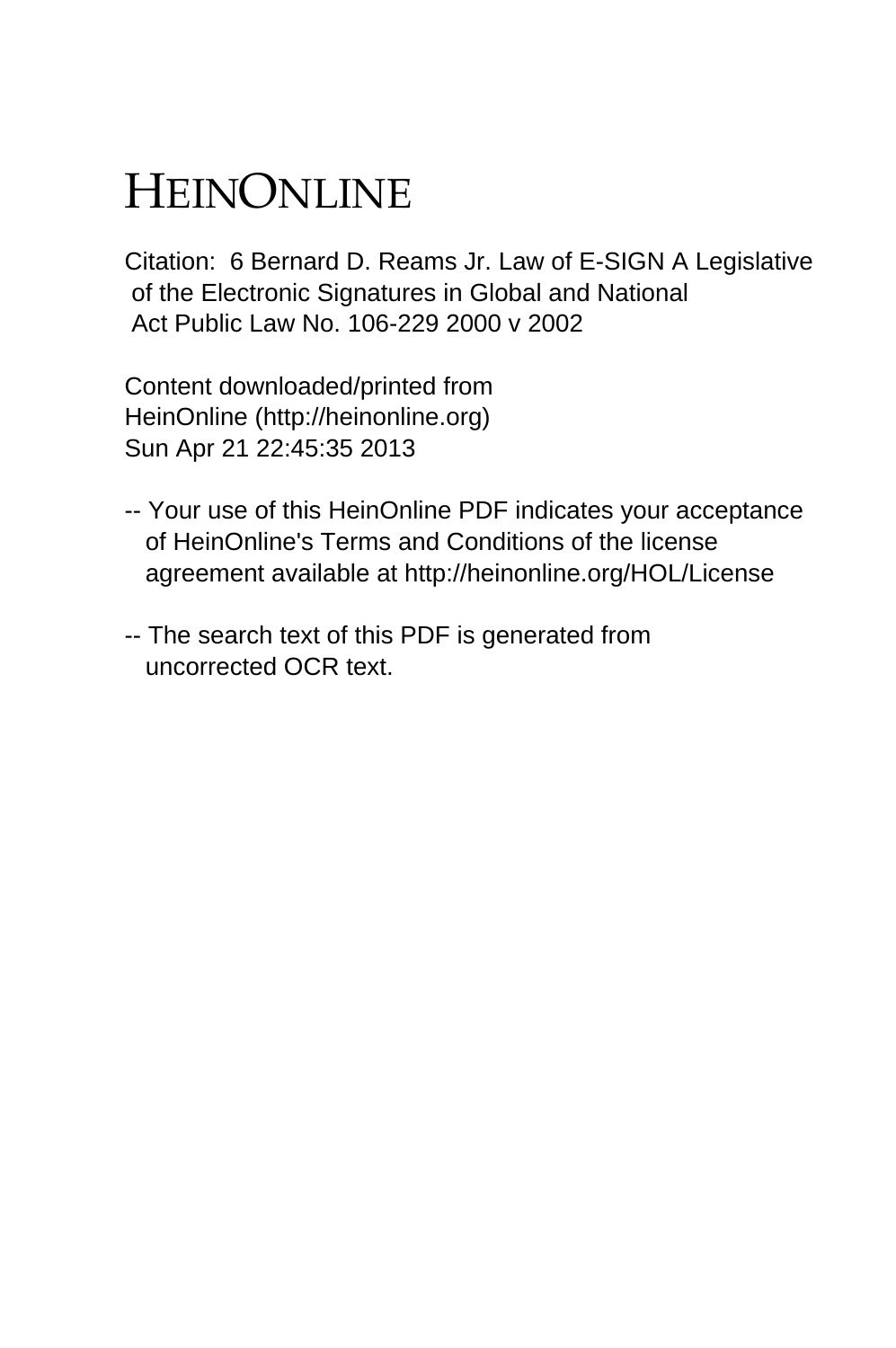# HEINONLINE

Citation: 6 Bernard D. Reams Jr. Law of E-SIGN A Legislative of the Electronic Signatures in Global and National Act Public Law No. 106-229 2000 v 2002

Content downloaded/printed from HeinOnline (http://heinonline.org)
Sun Apr 21 22:45:35 2013

-- Your use of this HeinOnline PDF indicates your acceptance of HeinOnline's Terms and Conditions of the license agreement available at http://heinonline.org/HOL/License

-- The search text of this PDF is generated from uncorrected OCR text.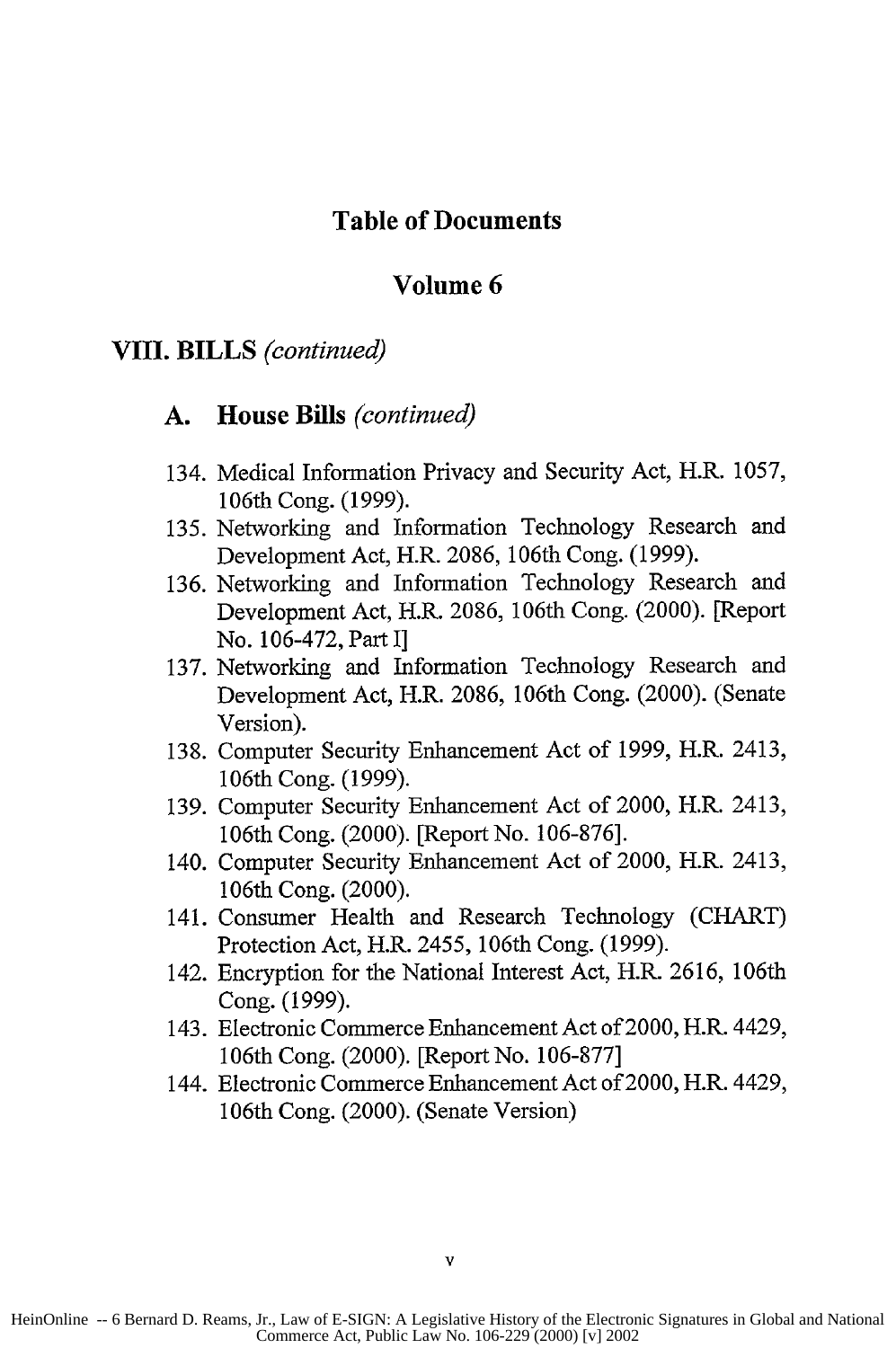# Table of Documents

## Volume 6

### VIII. BILLS *(continued)*

#### A. House Bills *(continued)*

134. Medical Information Privacy and Security Act, H.R. 1057, 106th Cong. (1999).
135. Networking and Information Technology Research and Development Act, H.R. 2086, 106th Cong. (1999).
136. Networking and Information Technology Research and Development Act, H.R. 2086, 106th Cong. (2000). [Report No. 106-472, Part I]
137. Networking and Information Technology Research and Development Act, H.R. 2086, 106th Cong. (2000). (Senate Version).
138. Computer Security Enhancement Act of 1999, H.R. 2413, 106th Cong. (1999).
139. Computer Security Enhancement Act of 2000, H.R. 2413, 106th Cong. (2000). [Report No. 106-876].
140. Computer Security Enhancement Act of 2000, H.R. 2413, 106th Cong. (2000).
141. Consumer Health and Research Technology (CHART) Protection Act, H.R. 2455, 106th Cong. (1999).
142. Encryption for the National Interest Act, H.R. 2616, 106th Cong. (1999).
143. Electronic Commerce Enhancement Act of 2000, H.R. 4429, 106th Cong. (2000). [Report No. 106-877]
144. Electronic Commerce Enhancement Act of 2000, H.R. 4429, 106th Cong. (2000). (Senate Version)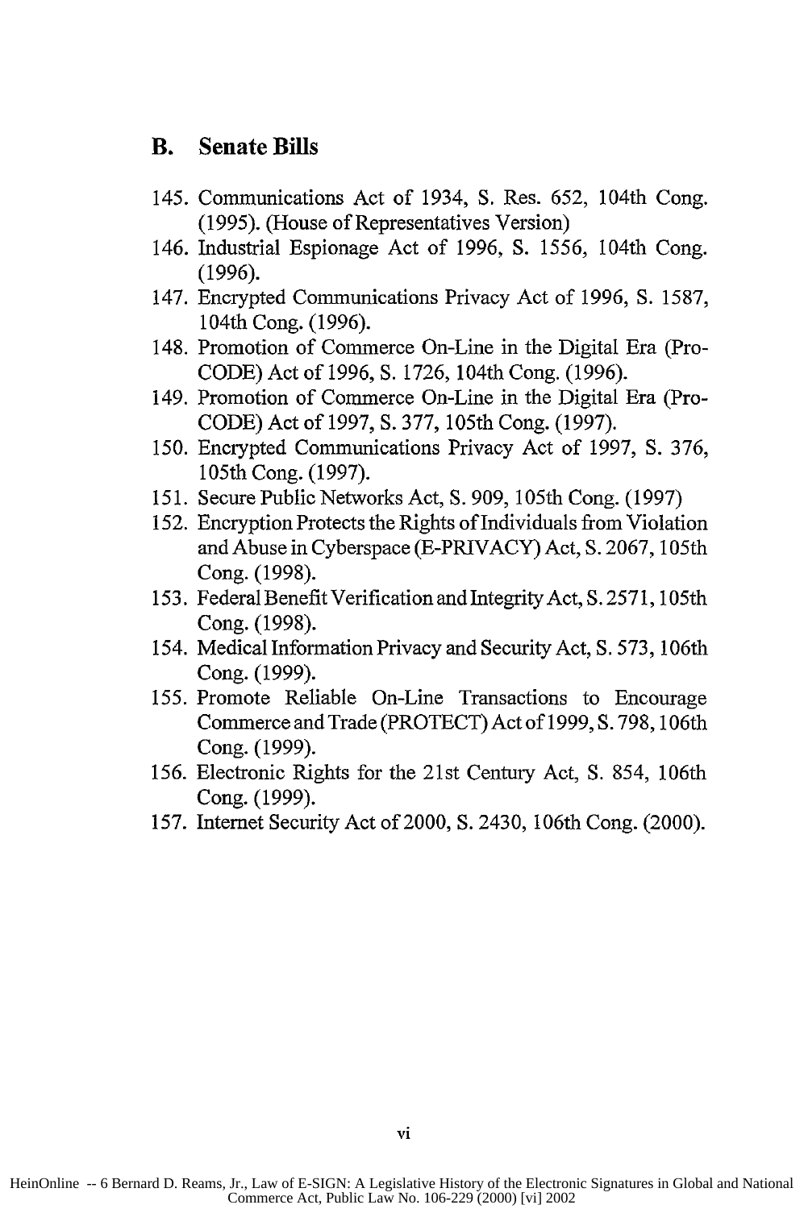## B. Senate Bills

145. Communications Act of 1934, S. Res. 652, 104th Cong. (1995). (House of Representatives Version)
146. Industrial Espionage Act of 1996, S. 1556, 104th Cong. (1996).
147. Encrypted Communications Privacy Act of 1996, S. 1587, 104th Cong. (1996).
148. Promotion of Commerce On-Line in the Digital Era (Pro-CODE) Act of 1996, S. 1726, 104th Cong. (1996).
149. Promotion of Commerce On-Line in the Digital Era (Pro-CODE) Act of 1997, S. 377, 105th Cong. (1997).
150. Encrypted Communications Privacy Act of 1997, S. 376, 105th Cong. (1997).
151. Secure Public Networks Act, S. 909, 105th Cong. (1997)
152. Encryption Protects the Rights of Individuals from Violation and Abuse in Cyberspace (E-PRIVACY) Act, S. 2067, 105th Cong. (1998).
153. Federal Benefit Verification and Integrity Act, S. 2571, 105th Cong. (1998).
154. Medical Information Privacy and Security Act, S. 573, 106th Cong. (1999).
155. Promote Reliable On-Line Transactions to Encourage Commerce and Trade (PROTECT) Act of 1999, S. 798, 106th Cong. (1999).
156. Electronic Rights for the 21st Century Act, S. 854, 106th Cong. (1999).
157. Internet Security Act of 2000, S. 2430, 106th Cong. (2000).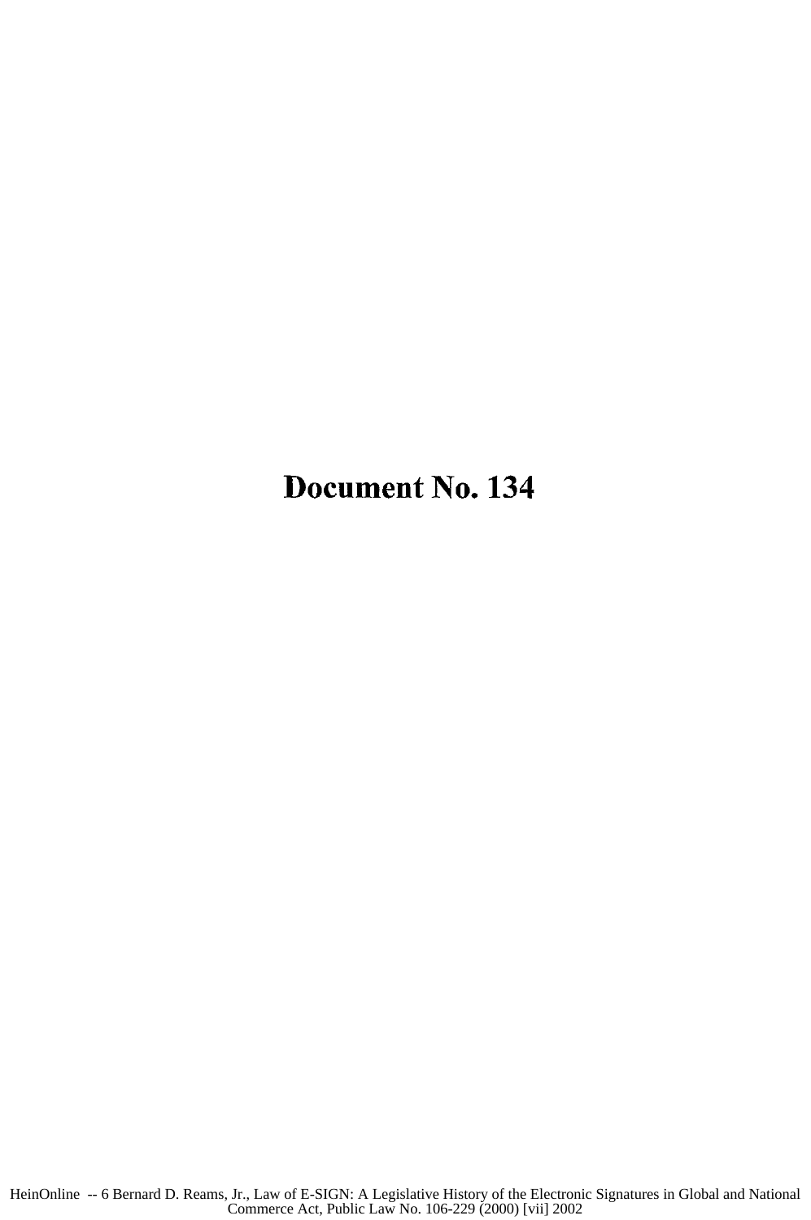# Document No. 134